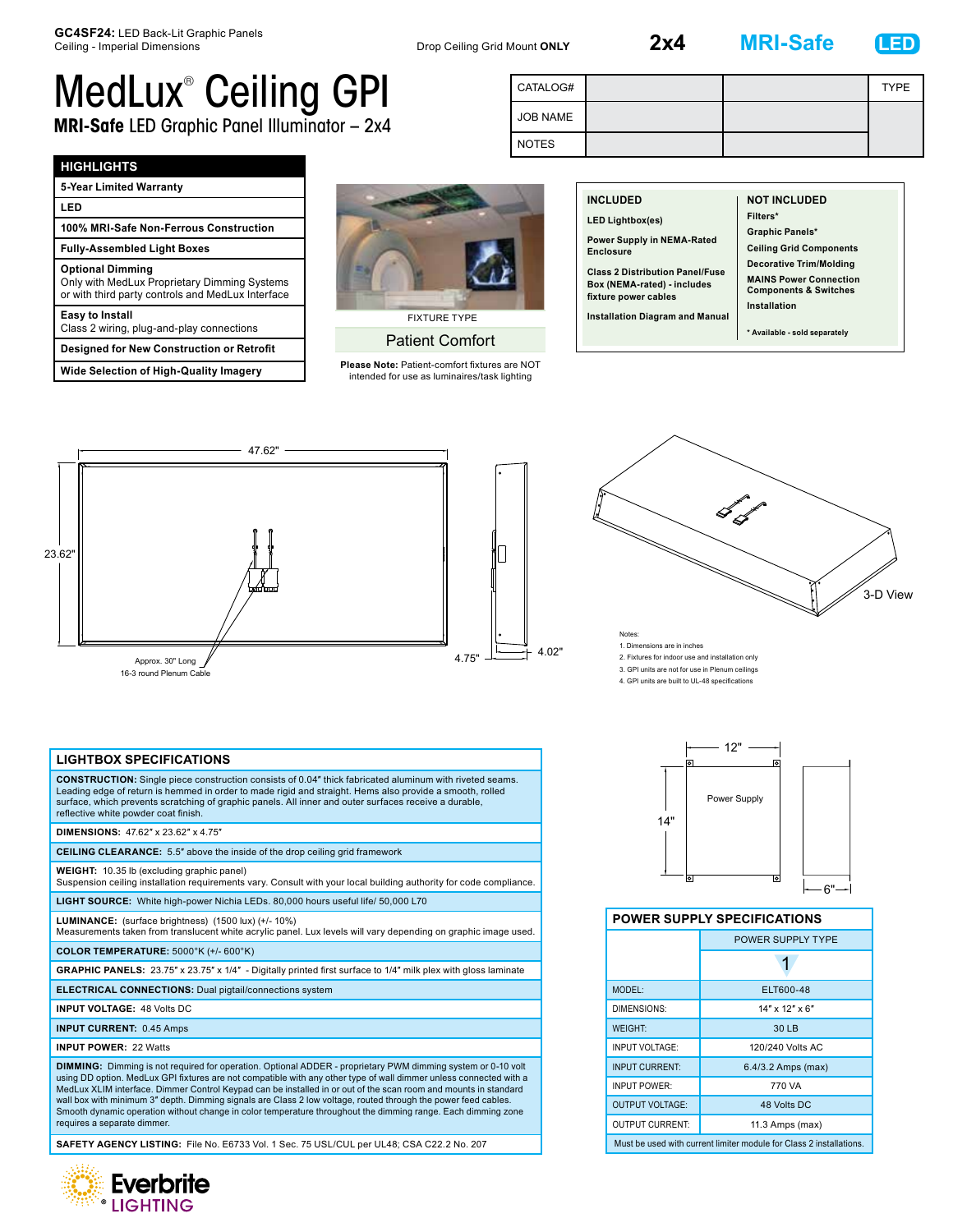**GC4SF24:** LED Back-Lit Graphic Panels
Ceiling - Imperial Dimensions

Drop Ceiling Grid Mount **ONLY**

**2x4** **MRI-Safe** **LED**

# MedLux® Ceiling GPI

## MRI-Safe LED Graphic Panel Illuminator – 2x4

| CATALOG# | | | TYPE |
|---|---|---|---|
| JOB NAME | | | |
| NOTES | | | |

### HIGHLIGHTS

- **5-Year Limited Warranty**
- **LED**
- **100% MRI-Safe Non-Ferrous Construction**
- **Fully-Assembled Light Boxes**
- **Optional Dimming** Only with MedLux Proprietary Dimming Systems or with third party controls and MedLux Interface
- **Easy to Install** Class 2 wiring, plug-and-play connections
- **Designed for New Construction or Retrofit**
- **Wide Selection of High-Quality Imagery**

FIXTURE TYPE

**Patient Comfort**

**Please Note:** Patient-comfort fixtures are NOT intended for use as luminaires/task lighting

| INCLUDED | NOT INCLUDED |
|---|---|
| LED Lightbox(es) | Filters* |
| Power Supply in NEMA-Rated Enclosure | Graphic Panels* |
| Class 2 Distribution Panel/Fuse Box (NEMA-rated) - includes fixture power cables | Ceiling Grid Components |
| Installation Diagram and Manual | Decorative Trim/Molding |
| | MAINS Power Connection Components & Switches |
| | Installation |
| | * Available - sold separately |

47.62"
23.62"
Approx. 30" Long 16-3 round Plenum Cable
4.75"
4.02"
3-D View

Notes:
1. Dimensions are in inches
2. Fixtures for indoor use and installation only
3. GPI units are not for use in Plenum ceilings
4. GPI units are built to UL-48 specifications

### LIGHTBOX SPECIFICATIONS

**CONSTRUCTION:** Single piece construction consists of 0.04" thick fabricated aluminum with riveted seams. Leading edge of return is hemmed in order to made rigid and straight. Hems also provide a smooth, rolled surface, which prevents scratching of graphic panels. All inner and outer surfaces receive a durable, reflective white powder coat finish.

**DIMENSIONS:** 47.62" x 23.62" x 4.75"

**CEILING CLEARANCE:** 5.5" above the inside of the drop ceiling grid framework

**WEIGHT:** 10.35 lb (excluding graphic panel)
Suspension ceiling installation requirements vary. Consult with your local building authority for code compliance.

**LIGHT SOURCE:** White high-power Nichia LEDs. 80,000 hours useful life/ 50,000 L70

**LUMINANCE:** (surface brightness) (1500 lux) (+/- 10%)
Measurements taken from translucent white acrylic panel. Lux levels will vary depending on graphic image used.

**COLOR TEMPERATURE:** 5000°K (+/- 600°K)

**GRAPHIC PANELS:** 23.75" x 23.75" x 1/4" - Digitally printed first surface to 1/4" milk plex with gloss laminate

**ELECTRICAL CONNECTIONS:** Dual pigtail/connections system

**INPUT VOLTAGE:** 48 Volts DC

**INPUT CURRENT:** 0.45 Amps

**INPUT POWER:** 22 Watts

**DIMMING:** Dimming is not required for operation. Optional ADDER - proprietary PWM dimming system or 0-10 volt using DD option. MedLux GPI fixtures are not compatible with any other type of wall dimmer unless connected with a MedLux XLIM interface. Dimmer Control Keypad can be installed in or out of the scan room and mounts in standard wall box with minimum 3" depth. Dimming signals are Class 2 low voltage, routed through the power feed cables. Smooth dynamic operation without change in color temperature throughout the dimming range. Each dimming zone requires a separate dimmer.

**SAFETY AGENCY LISTING:** File No. E6733 Vol. 1 Sec. 75 USL/CUL per UL48; CSA C22.2 No. 207

12"
14"
Power Supply
6"

### POWER SUPPLY SPECIFICATIONS

| | POWER SUPPLY TYPE |
|---|---|
| | 1 |
| MODEL: | ELT600-48 |
| DIMENSIONS: | 14" x 12" x 6" |
| WEIGHT: | 30 LB |
| INPUT VOLTAGE: | 120/240 Volts AC |
| INPUT CURRENT: | 6.4/3.2 Amps (max) |
| INPUT POWER: | 770 VA |
| OUTPUT VOLTAGE: | 48 Volts DC |
| OUTPUT CURRENT: | 11.3 Amps (max) |

Must be used with current limiter module for Class 2 installations.

Everbrite® LIGHTING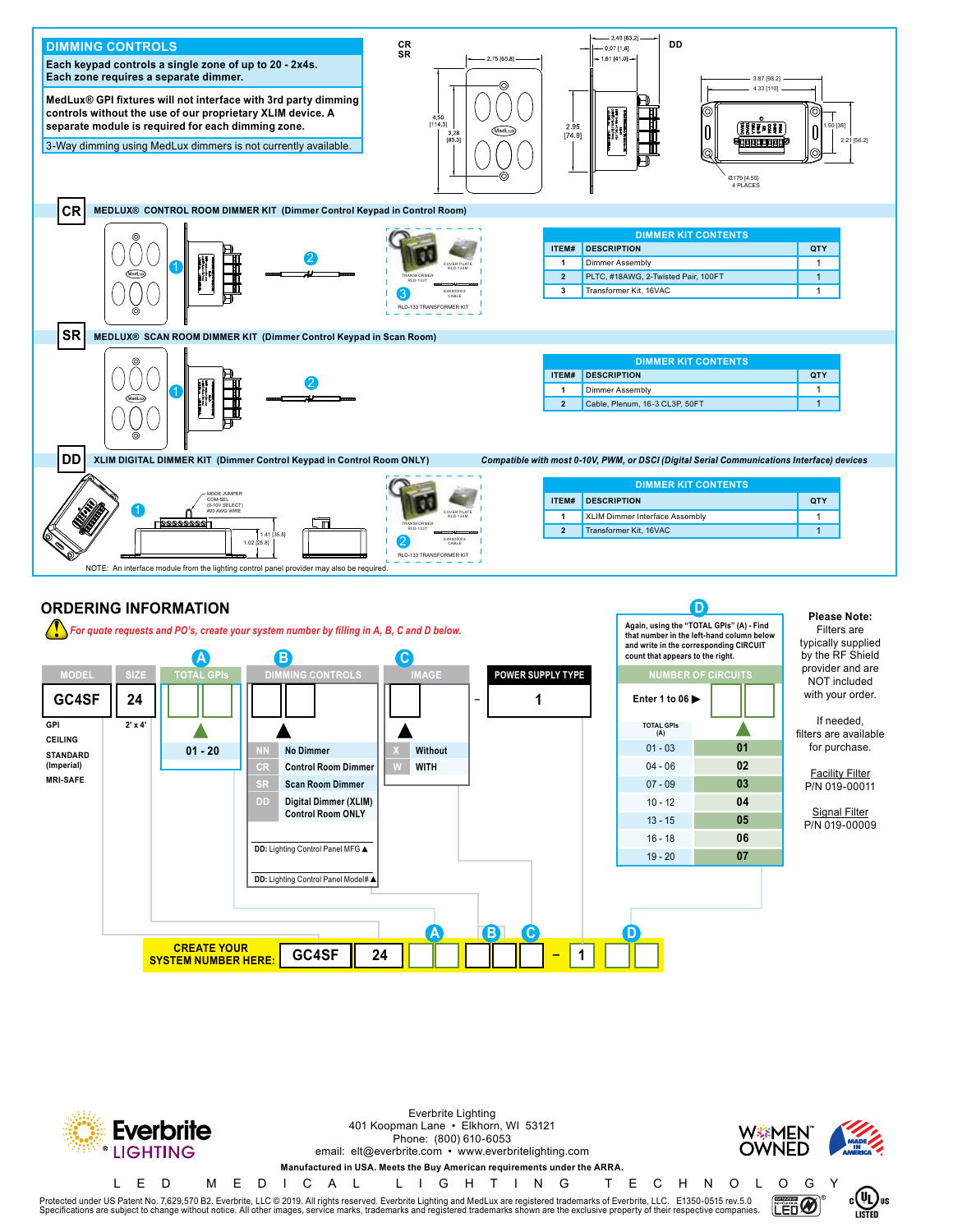## DIMMING CONTROLS

**Each keypad controls a single zone of up to 20 - 2x4s.**
**Each zone requires a separate dimmer.**

**MedLux® GPI fixtures will not interface with 3rd party dimming controls without the use of our proprietary XLIM device. A separate module is required for each dimming zone.**

3-Way dimming using MedLux dimmers is not currently available.

CR
SR

2.75 [69.8]
4.50 [114.3]
3.28 [83.3]
2.95 [74.9]
2.49 [63.2]
0.07 [1.8]
1.61 [41.0]

DD

3.87 [98.2]
4.33 [110]
1.50 [38]
2.21 [56.2]
Ø.179 [4.55] 4 PLACES

### CR MEDLUX® CONTROL ROOM DIMMER KIT (Dimmer Control Keypad in Control Room)

TRANSFORMER RLD-133T
COVER PLATE RLD-133M
EW800003 CABLE
RLD-133 TRANSFORMER KIT

| DIMMER KIT CONTENTS | | |
|---|---|---|
| ITEM# | DESCRIPTION | QTY |
| 1 | Dimmer Assembly | 1 |
| 2 | PLTC, #18AWG, 2-Twisted Pair, 100FT | 1 |
| 3 | Transformer Kit, 16VAC | 1 |

### SR MEDLUX® SCAN ROOM DIMMER KIT (Dimmer Control Keypad in Scan Room)

| DIMMER KIT CONTENTS | | |
|---|---|---|
| ITEM# | DESCRIPTION | QTY |
| 1 | Dimmer Assembly | 1 |
| 2 | Cable, Plenum, 16-3 CL3P, 50FT | 1 |

### DD XLIM DIGITAL DIMMER KIT (Dimmer Control Keypad in Control Room ONLY)

*Compatible with most 0-10V, PWM, or DSCI (Digital Serial Communications Interface) devices*

MODE JUMPER COM-SEL (0-10V SELECT) #20 AWG WIRE
1.41 [35.8]
1.02 [25.8]
TRANSFORMER RLD-133T
COVER PLATE RLD-133M
EW800003 CABLE
RLD-133 TRANSFORMER KIT

| DIMMER KIT CONTENTS | | |
|---|---|---|
| ITEM# | DESCRIPTION | QTY |
| 1 | XLIM Dimmer Interface Assembly | 1 |
| 2 | Transformer Kit, 16VAC | 1 |

NOTE: An interface module from the lighting control panel provider may also be required.

## ORDERING INFORMATION

*For quote requests and PO's, create your system number by filling in A, B, C and D below.*

**MODEL:** GC4SF — GPI CEILING STANDARD (Imperial) MRI-SAFE

**SIZE:** 24 — 2' x 4'

**A — TOTAL GPIs:** 01 - 20

**B — DIMMING CONTROLS:**

| | |
|---|---|
| NN | No Dimmer |
| CR | Control Room Dimmer |
| SR | Scan Room Dimmer |
| DD | Digital Dimmer (XLIM) Control Room ONLY |

DD: Lighting Control Panel MFG ▲

DD: Lighting Control Panel Model# ▲

**C — IMAGE:**

| | |
|---|---|
| X | Without |
| W | WITH |

**POWER SUPPLY TYPE:** 1

**D — NUMBER OF CIRCUITS**

Again, using the "TOTAL GPIs" (A) - Find that number in the left-hand column below and write in the corresponding CIRCUIT count that appears to the right.

Enter 1 to 06 ▶

| TOTAL GPIs (A) | |
|---|---|
| 01 - 03 | 01 |
| 04 - 06 | 02 |
| 07 - 09 | 03 |
| 10 - 12 | 04 |
| 13 - 15 | 05 |
| 16 - 18 | 06 |
| 19 - 20 | 07 |

**Please Note:**
Filters are typically supplied by the RF Shield provider and are NOT included with your order.

If needed, filters are available for purchase.

Facility Filter
P/N 019-00011

Signal Filter
P/N 019-00009

**CREATE YOUR SYSTEM NUMBER HERE:** GC4SF | 24 | A: __ __ | B: __ __ | C: __ | – | 1 | D: __ __

Everbrite LIGHTING

Everbrite Lighting
401 Koopman Lane • Elkhorn, WI 53121
Phone: (800) 610-6053
email: elt@everbrite.com • www.everbritelighting.com

**Manufactured in USA. Meets the Buy American requirements under the ARRA.**

L E D M E D I C A L L I G H T I N G T E C H N O L O G Y

WOMEN OWNED — MADE IN AMERICA

Protected under US Patent No. 7,629,570 B2. Everbrite, LLC © 2019. All rights reserved. Everbrite Lighting and MedLux are registered trademarks of Everbrite, LLC. E1350-0515 rev.5.0
Specifications are subject to change without notice. All other images, service marks, trademarks and registered trademarks shown are the exclusive property of their respective companies.

c UL us LISTED